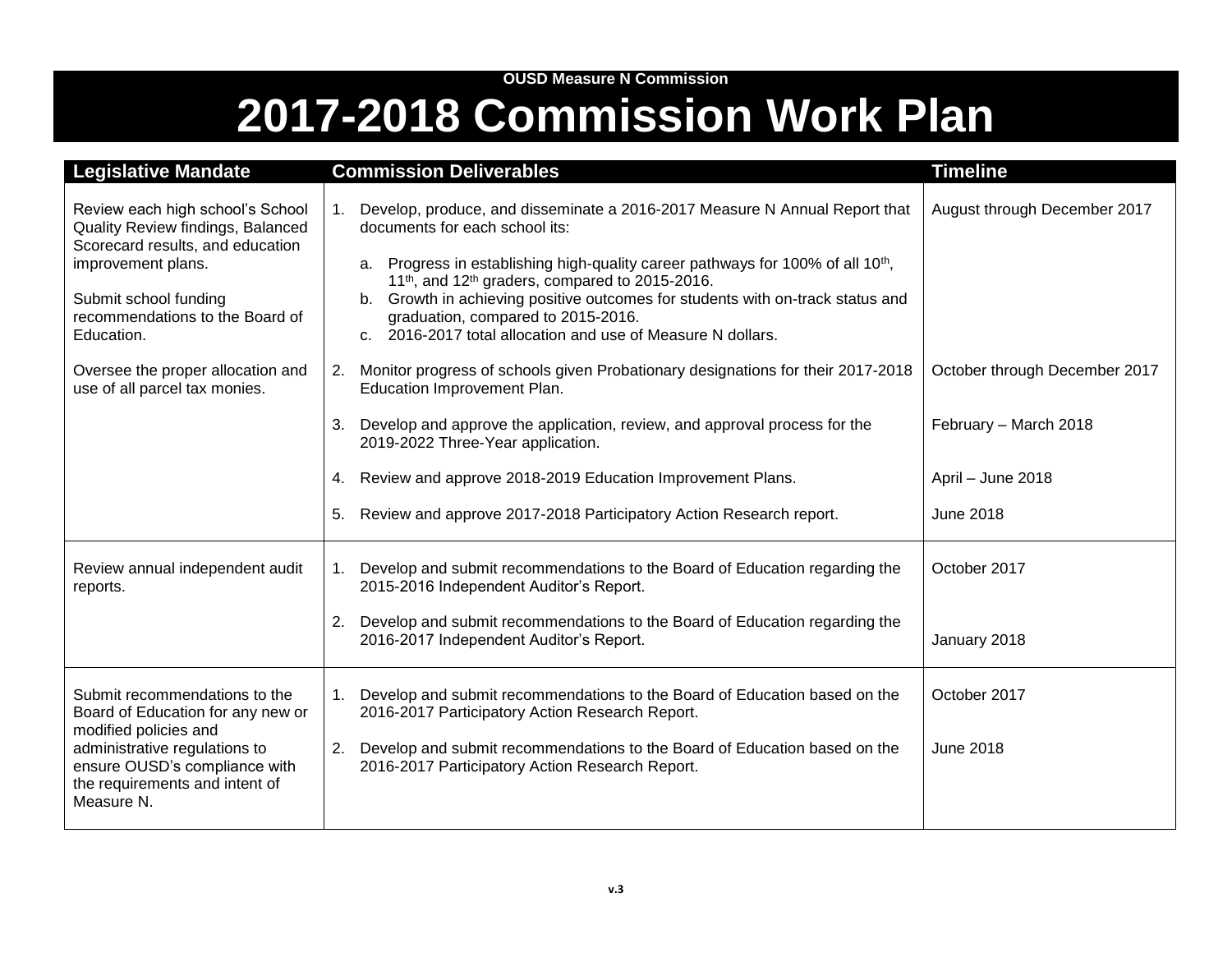OUSD Measure N Commission

# 2017-2018 Commission Work Plan

| Legislative Mandate | Commission Deliverables | Timeline |
|---|---|---|
| Review each high school's School Quality Review findings, Balanced Scorecard results, and education improvement plans.<br><br>Submit school funding recommendations to the Board of Education.<br><br>Oversee the proper allocation and use of all parcel tax monies. | 1. Develop, produce, and disseminate a 2016-2017 Measure N Annual Report that documents for each school its:<br>a. Progress in establishing high-quality career pathways for 100% of all 10th, 11th, and 12th graders, compared to 2015-2016.<br>b. Growth in achieving positive outcomes for students with on-track status and graduation, compared to 2015-2016.<br>c. 2016-2017 total allocation and use of Measure N dollars. | August through December 2017 |
| | 2. Monitor progress of schools given Probationary designations for their 2017-2018 Education Improvement Plan. | October through December 2017 |
| | 3. Develop and approve the application, review, and approval process for the 2019-2022 Three-Year application. | February – March 2018 |
| | 4. Review and approve 2018-2019 Education Improvement Plans. | April – June 2018 |
| | 5. Review and approve 2017-2018 Participatory Action Research report. | June 2018 |
| Review annual independent audit reports. | 1. Develop and submit recommendations to the Board of Education regarding the 2015-2016 Independent Auditor's Report. | October 2017 |
| | 2. Develop and submit recommendations to the Board of Education regarding the 2016-2017 Independent Auditor's Report. | January 2018 |
| Submit recommendations to the Board of Education for any new or modified policies and administrative regulations to ensure OUSD's compliance with the requirements and intent of Measure N. | 1. Develop and submit recommendations to the Board of Education based on the 2016-2017 Participatory Action Research Report. | October 2017 |
| | 2. Develop and submit recommendations to the Board of Education based on the 2016-2017 Participatory Action Research Report. | June 2018 |

v.3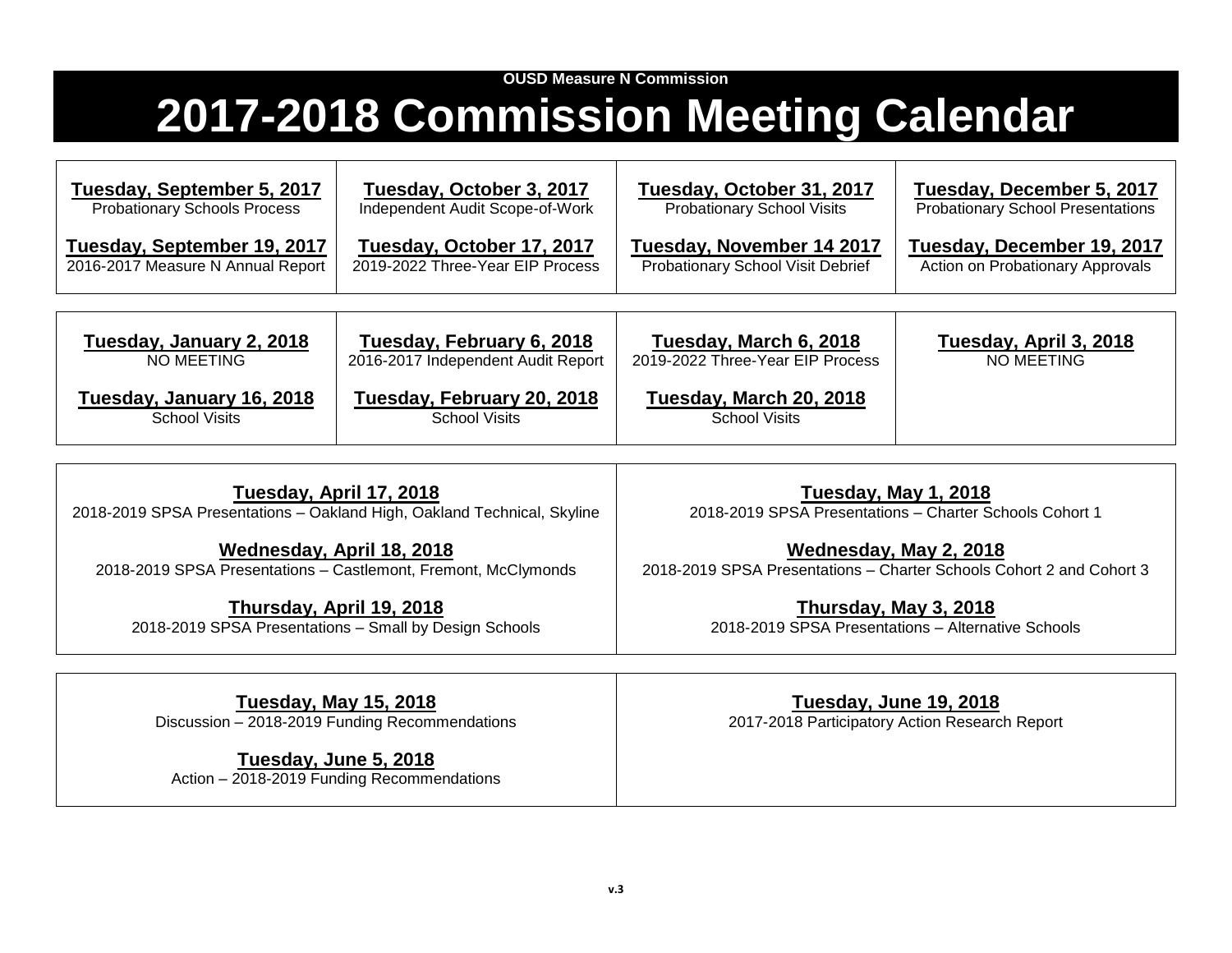OUSD Measure N Commission

# 2017-2018 Commission Meeting Calendar

| | | | |
|---|---|---|---|
| **Tuesday, September 5, 2017**<br>Probationary Schools Process<br><br>**Tuesday, September 19, 2017**<br>2016-2017 Measure N Annual Report | **Tuesday, October 3, 2017**<br>Independent Audit Scope-of-Work<br><br>**Tuesday, October 17, 2017**<br>2019-2022 Three-Year EIP Process | **Tuesday, October 31, 2017**<br>Probationary School Visits<br><br>**Tuesday, November 14 2017**<br>Probationary School Visit Debrief | **Tuesday, December 5, 2017**<br>Probationary School Presentations<br><br>**Tuesday, December 19, 2017**<br>Action on Probationary Approvals |

| | | | |
|---|---|---|---|
| **Tuesday, January 2, 2018**<br>NO MEETING<br><br>**Tuesday, January 16, 2018**<br>School Visits | **Tuesday, February 6, 2018**<br>2016-2017 Independent Audit Report<br><br>**Tuesday, February 20, 2018**<br>School Visits | **Tuesday, March 6, 2018**<br>2019-2022 Three-Year EIP Process<br><br>**Tuesday, March 20, 2018**<br>School Visits | **Tuesday, April 3, 2018**<br>NO MEETING |

| | |
|---|---|
| **Tuesday, April 17, 2018**<br>2018-2019 SPSA Presentations – Oakland High, Oakland Technical, Skyline<br><br>**Wednesday, April 18, 2018**<br>2018-2019 SPSA Presentations – Castlemont, Fremont, McClymonds<br><br>**Thursday, April 19, 2018**<br>2018-2019 SPSA Presentations – Small by Design Schools | **Tuesday, May 1, 2018**<br>2018-2019 SPSA Presentations – Charter Schools Cohort 1<br><br>**Wednesday, May 2, 2018**<br>2018-2019 SPSA Presentations – Charter Schools Cohort 2 and Cohort 3<br><br>**Thursday, May 3, 2018**<br>2018-2019 SPSA Presentations – Alternative Schools |

| | |
|---|---|
| **Tuesday, May 15, 2018**<br>Discussion – 2018-2019 Funding Recommendations<br><br>**Tuesday, June 5, 2018**<br>Action – 2018-2019 Funding Recommendations | **Tuesday, June 19, 2018**<br>2017-2018 Participatory Action Research Report |

v.3